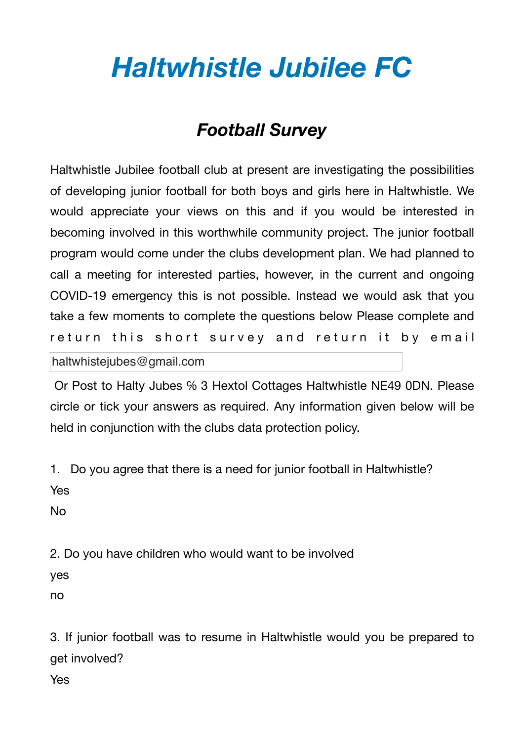# Haltwhistle Jubilee FC

## Football Survey

Haltwhistle Jubilee football club at present are investigating the possibilities of developing junior football for both boys and girls here in Haltwhistle. We would appreciate your views on this and if you would be interested in becoming involved in this worthwhile community project. The junior football program would come under the clubs development plan. We had planned to call a meeting for interested parties, however, in the current and ongoing COVID-19 emergency this is not possible. Instead we would ask that you take a few moments to complete the questions below Please complete and return this short survey and return it by email

haltwhistejubes@gmail.com

Or Post to Halty Jubes % 3 Hextol Cottages Haltwhistle NE49 0DN. Please circle or tick your answers as required. Any information given below will be held in conjunction with the clubs data protection policy.

1. Do you agree that there is a need for junior football in Haltwhistle?

Yes

No

2. Do you have children who would want to be involved

yes

no

3. If junior football was to resume in Haltwhistle would you be prepared to get involved?

Yes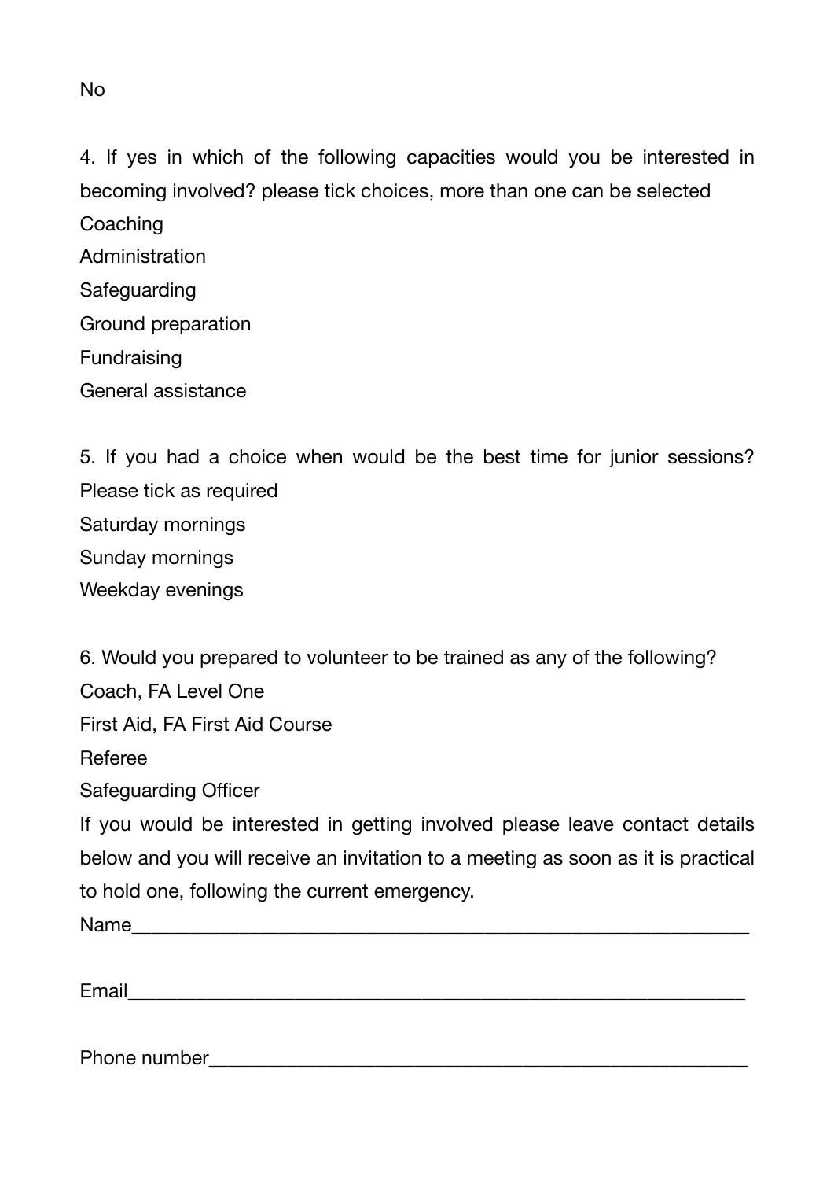No

4. If yes in which of the following capacities would you be interested in becoming involved? please tick choices, more than one can be selected

Coaching

Administration

Safeguarding

Ground preparation

Fundraising

General assistance

5. If you had a choice when would be the best time for junior sessions? Please tick as required

Saturday mornings

Sunday mornings

Weekday evenings

6. Would you prepared to volunteer to be trained as any of the following?

Coach, FA Level One

First Aid, FA First Aid Course

Referee

Safeguarding Officer

If you would be interested in getting involved please leave contact details below and you will receive an invitation to a meeting as soon as it is practical to hold one, following the current emergency.

Name_______________________________________________________________

Email_______________________________________________________________

Phone number________________________________________________________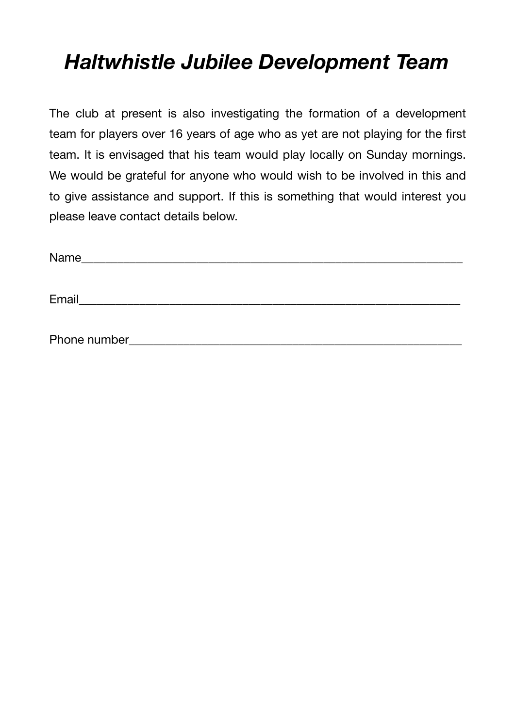# *Haltwhistle Jubilee Development Team*

The club at present is also investigating the formation of a development team for players over 16 years of age who as yet are not playing for the first team. It is envisaged that his team would play locally on Sunday mornings. We would be grateful for anyone who would wish to be involved in this and to give assistance and support. If this is something that would interest you please leave contact details below.

Name_____________________________________________________________

Email_____________________________________________________________

Phone number_____________________________________________________